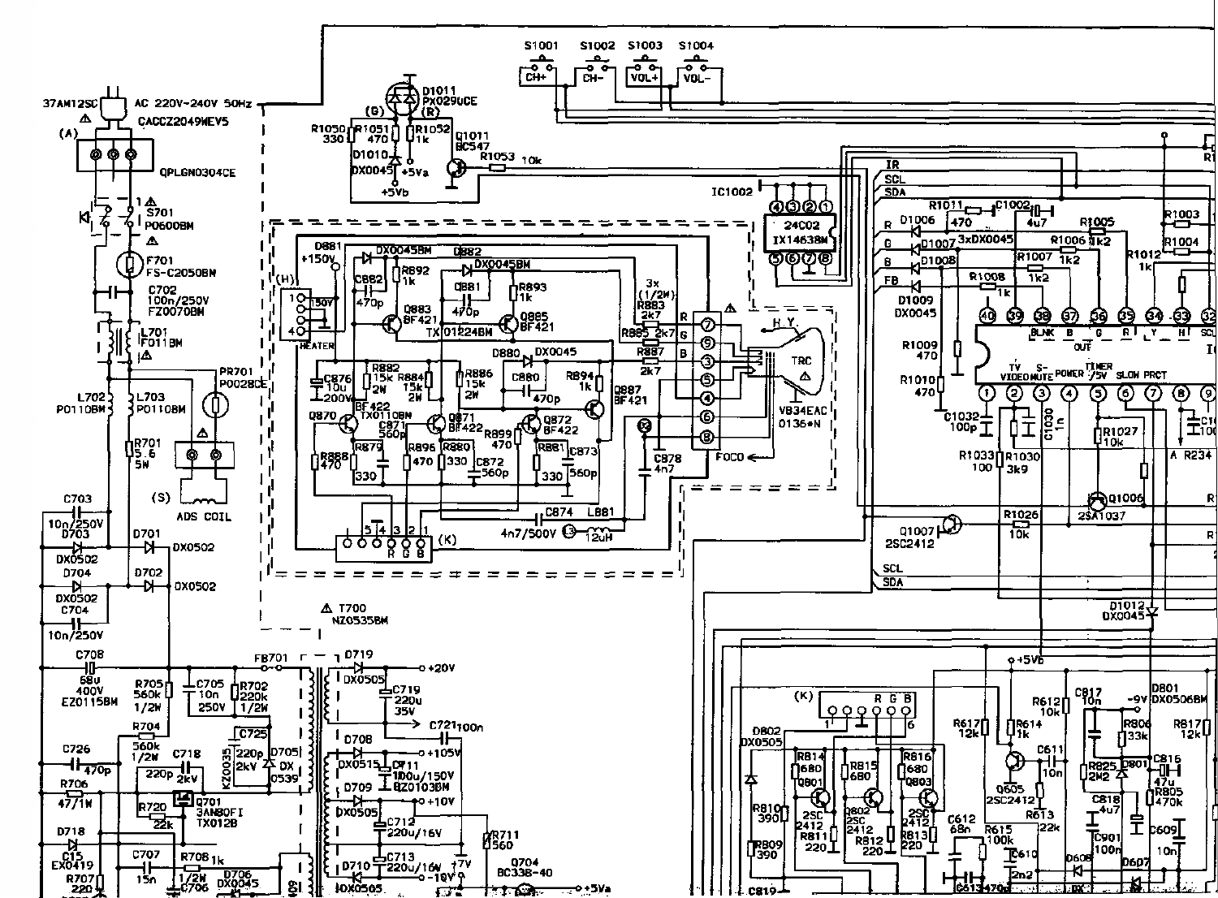37AM12SC

AC 220V~240V 50Hz

CACCZ2049WEV5

(A) QPLGN0304CE

S701 P0600BM

F701 FS-C2050BM

C702 100n/250V FZ0070BM

L701 F011BM

PR701 P0028CE

L702 P0110BM

L703 P0110BM

R701 5.6 5W

(S) ADS COIL

C703 10n/250V

D703 DX0502

D701 DX0502

D704 DX0502

D702 DX0502

C704 10n/250V

C708 68U 400V EZ0115BM

R705 560k 1/2W

C705 10n 250V

R702 220k 1/2W

R704 560k 1/2W

C726 470p

C718 220p 2kV

C725 220p 2kV

KZ0035

D705 DX0539

R706 47/1W

Q701 3AN80FI TX012B

R720 22k

D718 EX0419

C15

C707 15n

R708 1k 1/2W

D706 DX0045

C706

R707 220

T700 NZ0535BM

FB701

D719 DX0505 +20V

C719 220u 35V

C721 100n

D708 DX0515 +105V

C711 100u/150V BZ0103BM

D709 DX0505 +10V

C712 220u/16V

C713 220u/16V

R711 560

+7V

D710 DX0505 -18V

Q704 BC338-40

+5Va

D1011 PX0290CE

(G) (R)

R1050 330

R1051 470

R1052 1k

D1010 DX0045

+5Va

+5Vb

Q1011 BC547

R1053 10k

S1001 CH+

S1002 CH-

S1003 VOL+

S1004 VOL-

IC1002 24C02 IX1463BM

D881 +150V

(H) 150V HEATER

DX0045BM

D882 DX0045BM

C882 470p

R892 1k

C881 470p

R893 1k

Q883 BF421

TX01224BM

Q885 BF421

3x (1/2W)

R883 2k7

R885 2k7

R887 2k7

R G B

D880 DX0045

C876 10u 200V

R882 15k 2W

R884 15k 2W

R886 15k 2W

C880 470p

R894 1k

Q887 BF421

BF422 TX0110BM

Q870

Q871 BF422

C871 560p

Q872 BF422

R899 470

R888 470

R879 330

R896 470

R880 330

C872 560p

R881 330

C873 560p

C878 4n7

FOCO

TRC VB34EAC 0136*N

H Y

C874 4n7/500V

L881 12uH

(K) 5 4 3 2 1 R G B

IR SCL SDA

R1011 470

C1002 4u7

R1005 1k2

R1003

R1004

D1006 R

D1007 G 3xDX0045

R1006 1k2

D1008 B

R1007 1k2

R1012 1k

D1009 FB DX0045

R1008 1k

R1009 470

R1010 470

40 39 38 37 36 35 34 33 32

BLNK B G R Y H SCL

OUT

TV VIDEO S-MUTE POWER TIMER /5V SLOW PRCT

1 2 3 4 5 6 7 8 9

C1032 100p

R1033 100

R1030 3k9

C1030 1n

R1027 10k

A R234

Q1006 2SA1037

Q1007 2SC2412

R1026 10k

SCL SDA

D1012 DX0045

+5Vb

(K) R G B 1 6

D802 DX0505

R814 680

R815 680

R816 680

Q801 2SC2412

Q802 2SC2412

Q803 2SC2412

R810 390

R811 220

R812 220

R813 220

R809 390

C819

R612 10k

R617 12k

R614 1k

Q605 2SC2412

C611 10n

R613 22k

C612 68n

R615 100k

C610 2n2

C613 470n

C817 10n

-9V

D801 DX0506BM

R806 33k

R817 12k

R825 2M2

D801

C816 47u

R805 470k

C818 4u7

C901 100n

C609 10n

D608 DX

D607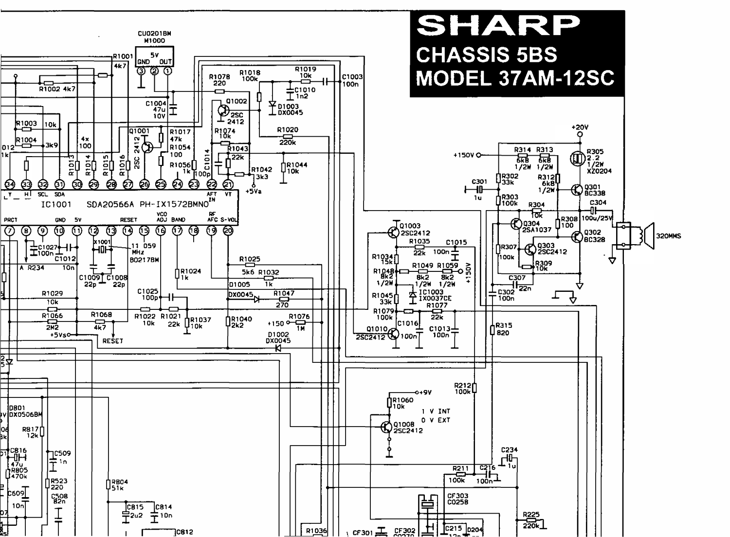# SHARP

## CHASSIS 5BS

## MODEL 37AM-12SC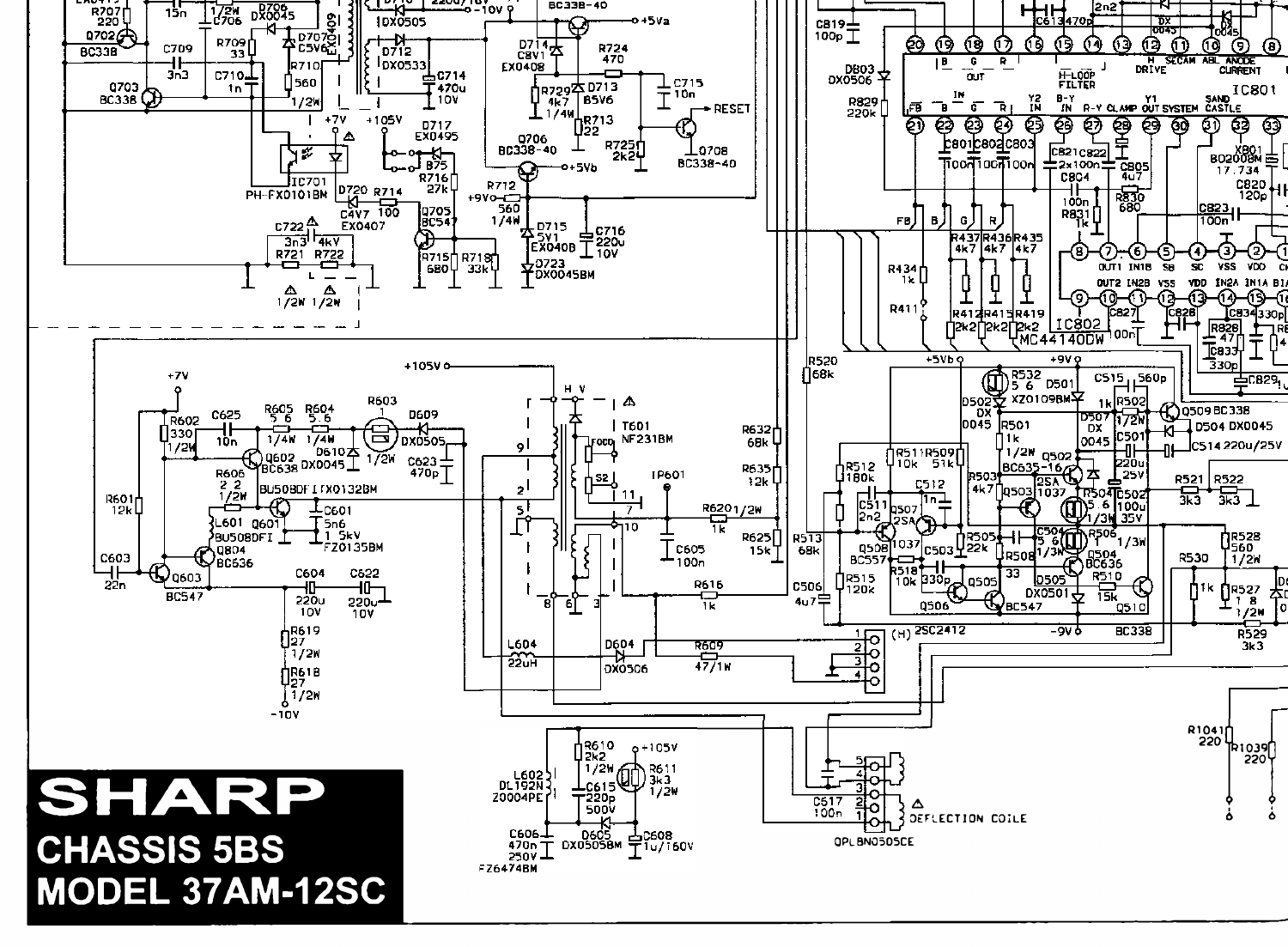**SHARP**

**CHASSIS 5BS**

**MODEL 37AM-12SC**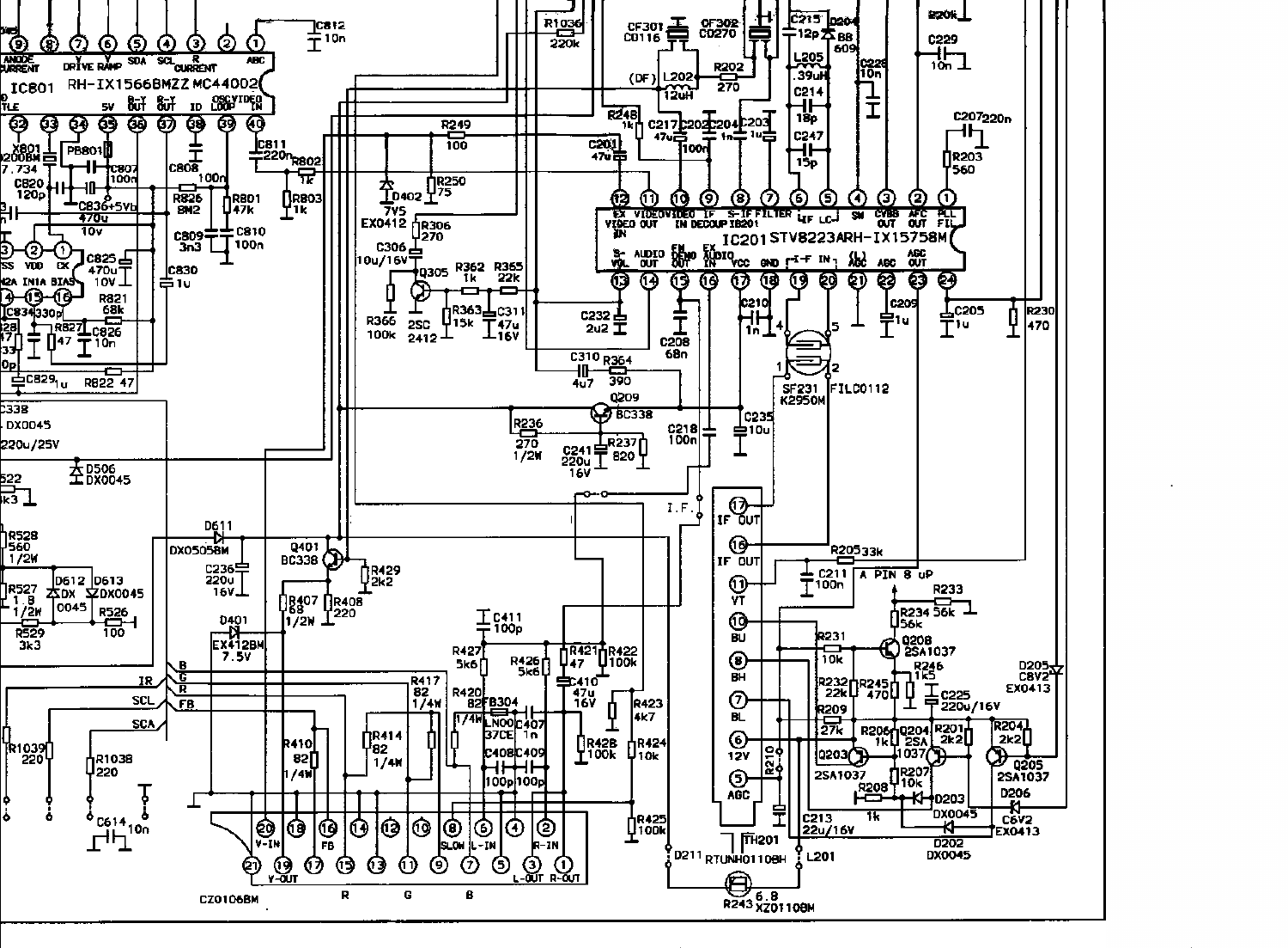IC801 RH-IX1566BMZZ MC44002

ANODE CURRENT
V DRIVE
V RAMP
SDA
SCL
R CURRENT
ABC
5V
B-Y OUT
R-Y OUT
ID
OSC LOOP
VIDEO IN

C812 10n
X801 200BM 7.734
PB801
C807 100n
C820 120p
C836 +5Vb 470u 10v
C808 100n
R826 8M2
R801 47k
C809 3n3
C810 100n
C811 220n
R802 1k
R803 1k
C825 470u 10V
C830 1u
VDD
CK
BIAS
C834 330p
R821 68k
R827 47
C826 10n
C829 1u
R822 47

R1036 220k
CF301 CD116
CF302 CD270
(DF)
L202 12uH
R202 270
C215 12p
D204 BB 609
L205 .39uH
C228 10n
C214 18p
C247 15p
C229 10n
C207 220n
R203 560
R248 1k
C217 47u
C202 100n
C204 1n
C203 1u
C201 47u
R249 100
R250 75
D402 7V5 EX0412
R306 270
C306 10u/16V
Q305 2SC 2412
R366 100k
R362 1k
R365 22k
R363 15k
C311 47u 16V
C232 2u2
C310 4u7
R364 390

IC201 STV8223ARH-IX15758M
EX VIDEO IN
VIDEO OUT
VIDEO IN
IF DECOUP
S-IF IB201
FILTER
4IF LC
SW
CVBS OUT
AFC OUT
PLL FIL
S-VOL
AUDIO OUT
FM DEMO OUT
EX AUDIO IN
VCC
GND
-IF
IN
(L) AGC
AGC
AGC OUT

C208 68n
C210 1n
C209 1u
C205 1u
R230 470
SF231 K2950M
FILC0112
Q209 BC338
R236 270 1/2W
C241 220u 16V
R237 820
C218 100n
C235 10u

C338
DX0045
220u/25V
D506 DX0045
522 3k3
R528 560 1/2W
D611 DX0505BM
C236 220u 16V
Q401 BC338
R429 2k2
D612 DX 0045
D613 DX0045
R527 1.8 1/2W
R529 3k3
R526 100
R407 68 1/2W
R408 220
D401 EX412BM 7.5V

I.F.
IF OUT
IF OUT
VT
BU
BH
BL
12V
AGC
R205 33k
C211 100n
A PIN 8 uP
R233 56k
R234 56k
Q208 2SA1037
R231 10k
R246 1k5
R232 22k
R245 470
C225 220u/16V
D205 C8V2 EX0413
R209 27k
R206 1k
Q204 2SA 1037
R201 2k2
R204 2k2
Q203 2SA1037
Q205 2SA1037
R210
R207 10k
R208 1k
D203 DX0045
D206 C6V2 EX0413
C213 22u/16V
D202 DX0045
D211
TH201
RTUNH0110BH
L201
R243 6.8 XZ0110BM

C411 100p
R427 5k6
R426 5k6
R421 47
R422 100k
C410 47u 16V
R420 82 1/4W
FB304 LN00 37CE
C407 1n
C408 100p
C409 100p
R428 100k
R423 4k7
R424 10k
R425 100k
R417 82 1/4W
R414 82 1/4W
R410 82 1/4W
R1039 220
R1038 220
C614 10n
IR
SCL
SCA
FB
B
G
R

V-IN
FB
SLOW
L-IN
R-IN
Y-OUT
L-OUT
R-OUT
CZ0106BM
R
G
B